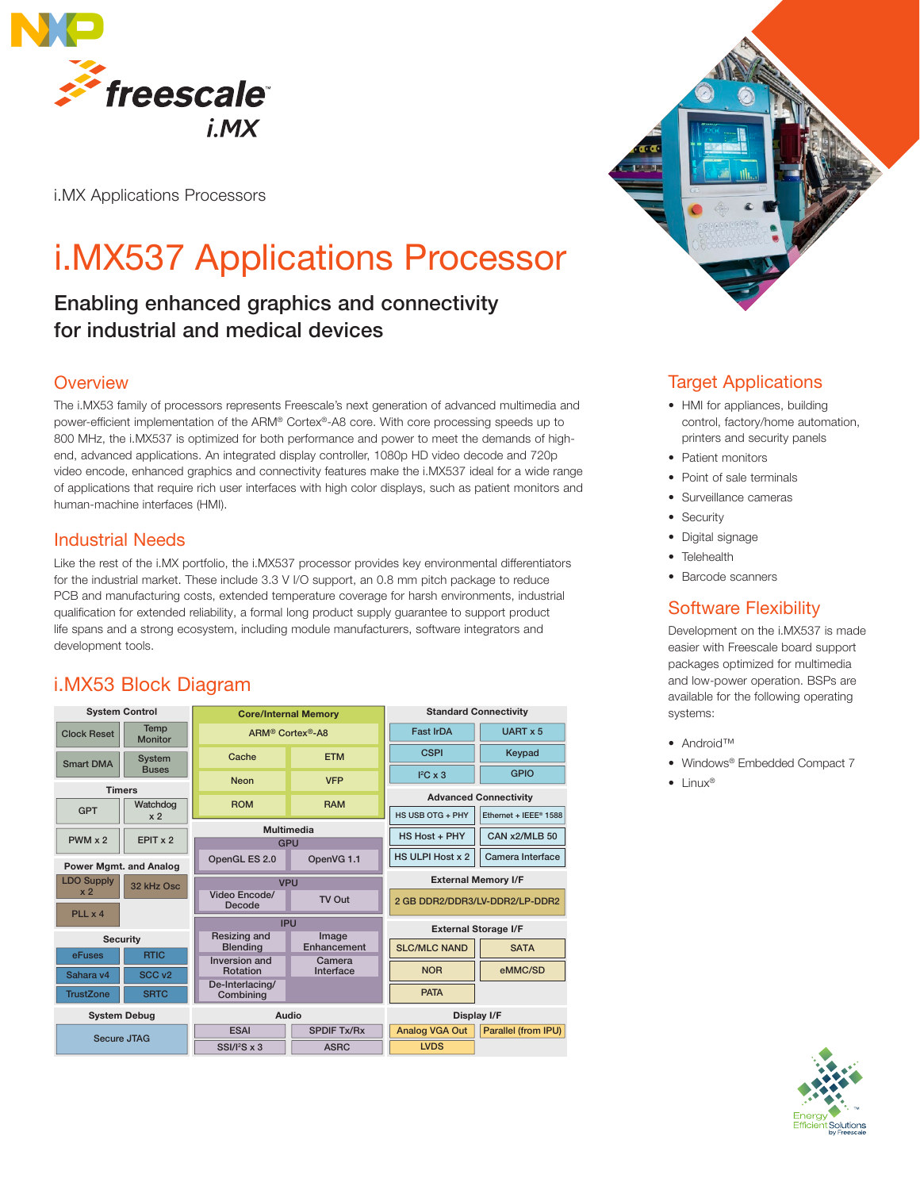i.MX Applications Processors

# i.MX537 Applications Processor

## Enabling enhanced graphics and connectivity for industrial and medical devices

### Overview

The i.MX53 family of processors represents Freescale's next generation of advanced multimedia and power-efficient implementation of the ARM® Cortex®-A8 core. With core processing speeds up to 800 MHz, the i.MX537 is optimized for both performance and power to meet the demands of high-end, advanced applications. An integrated display controller, 1080p HD video decode and 720p video encode, enhanced graphics and connectivity features make the i.MX537 ideal for a wide range of applications that require rich user interfaces with high color displays, such as patient monitors and human-machine interfaces (HMI).

### Industrial Needs

Like the rest of the i.MX portfolio, the i.MX537 processor provides key environmental differentiators for the industrial market. These include 3.3 V I/O support, an 0.8 mm pitch package to reduce PCB and manufacturing costs, extended temperature coverage for harsh environments, industrial qualification for extended reliability, a formal long product supply guarantee to support product life spans and a strong ecosystem, including module manufacturers, software integrators and development tools.

### i.MX53 Block Diagram

**System Control**
- Clock Reset
- Temp Monitor
- Smart DMA
- System Buses

**Timers**
- GPT
- Watchdog x 2
- PWM x 2
- EPIT x 2

**Power Mgmt. and Analog**
- LDO Supply x 2
- 32 kHz Osc
- PLL x 4

**Security**
- eFuses
- RTIC
- Sahara v4
- SCC v2
- TrustZone
- SRTC

**System Debug**
- Secure JTAG

**Core/Internal Memory**
- ARM® Cortex®-A8
- Cache
- ETM
- Neon
- VFP
- ROM
- RAM

**Multimedia**
- GPU
  - OpenGL ES 2.0
  - OpenVG 1.1
- VPU
  - Video Encode/Decode
  - TV Out
- IPU
  - Resizing and Blending
  - Image Enhancement
  - Inversion and Rotation
  - Camera Interface
  - De-Interlacing/Combining

**Audio**
- ESAI
- SPDIF Tx/Rx
- SSI/I²S x 3
- ASRC

**Standard Connectivity**
- Fast IrDA
- UART x 5
- CSPI
- Keypad
- I²C x 3
- GPIO

**Advanced Connectivity**
- HS USB OTG + PHY
- Ethernet + IEEE® 1588
- HS Host + PHY
- CAN x2/MLB 50
- HS ULPI Host x 2
- Camera Interface

**External Memory I/F**
- 2 GB DDR2/DDR3/LV-DDR2/LP-DDR2

**External Storage I/F**
- SLC/MLC NAND
- SATA
- NOR
- eMMC/SD
- PATA

**Display I/F**
- Analog VGA Out
- Parallel (from IPU)
- LVDS

### Target Applications

- HMI for appliances, building control, factory/home automation, printers and security panels
- Patient monitors
- Point of sale terminals
- Surveillance cameras
- Security
- Digital signage
- Telehealth
- Barcode scanners

### Software Flexibility

Development on the i.MX537 is made easier with Freescale board support packages optimized for multimedia and low-power operation. BSPs are available for the following operating systems:

- Android™
- Windows® Embedded Compact 7
- Linux®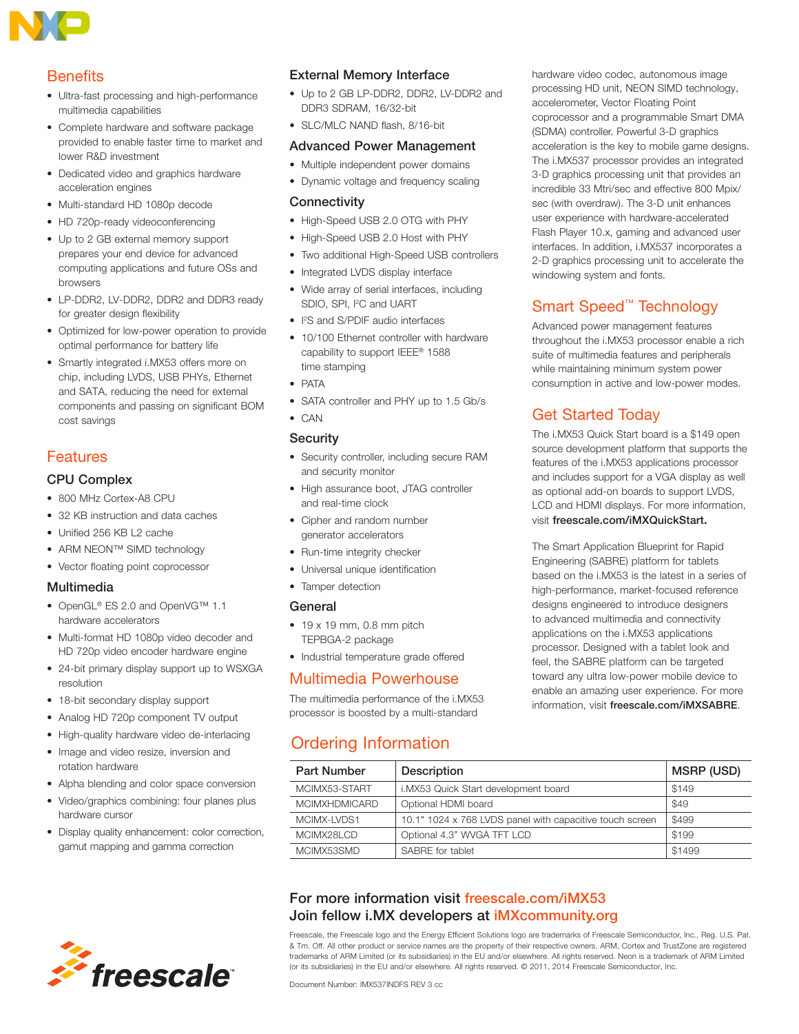## Benefits

- Ultra-fast processing and high-performance multimedia capabilities
- Complete hardware and software package provided to enable faster time to market and lower R&D investment
- Dedicated video and graphics hardware acceleration engines
- Multi-standard HD 1080p decode
- HD 720p-ready videoconferencing
- Up to 2 GB external memory support prepares your end device for advanced computing applications and future OSs and browsers
- LP-DDR2, LV-DDR2, DDR2 and DDR3 ready for greater design flexibility
- Optimized for low-power operation to provide optimal performance for battery life
- Smartly integrated i.MX53 offers more on chip, including LVDS, USB PHYs, Ethernet and SATA, reducing the need for external components and passing on significant BOM cost savings

## Features

### CPU Complex

- 800 MHz Cortex-A8 CPU
- 32 KB instruction and data caches
- Unified 256 KB L2 cache
- ARM NEON™ SIMD technology
- Vector floating point coprocessor

### Multimedia

- OpenGL® ES 2.0 and OpenVG™ 1.1 hardware accelerators
- Multi-format HD 1080p video decoder and HD 720p video encoder hardware engine
- 24-bit primary display support up to WSXGA resolution
- 18-bit secondary display support
- Analog HD 720p component TV output
- High-quality hardware video de-interlacing
- Image and video resize, inversion and rotation hardware
- Alpha blending and color space conversion
- Video/graphics combining: four planes plus hardware cursor
- Display quality enhancement: color correction, gamut mapping and gamma correction

### External Memory Interface

- Up to 2 GB LP-DDR2, DDR2, LV-DDR2 and DDR3 SDRAM, 16/32-bit
- SLC/MLC NAND flash, 8/16-bit

### Advanced Power Management

- Multiple independent power domains
- Dynamic voltage and frequency scaling

### Connectivity

- High-Speed USB 2.0 OTG with PHY
- High-Speed USB 2.0 Host with PHY
- Two additional High-Speed USB controllers
- Integrated LVDS display interface
- Wide array of serial interfaces, including SDIO, SPI, I²C and UART
- I²S and S/PDIF audio interfaces
- 10/100 Ethernet controller with hardware capability to support IEEE® 1588 time stamping
- PATA
- SATA controller and PHY up to 1.5 Gb/s
- CAN

### Security

- Security controller, including secure RAM and security monitor
- High assurance boot, JTAG controller and real-time clock
- Cipher and random number generator accelerators
- Run-time integrity checker
- Universal unique identification
- Tamper detection

### General

- 19 x 19 mm, 0.8 mm pitch TEPBGA-2 package
- Industrial temperature grade offered

## Multimedia Powerhouse

The multimedia performance of the i.MX53 processor is boosted by a multi-standard hardware video codec, autonomous image processing HD unit, NEON SIMD technology, accelerometer, Vector Floating Point coprocessor and a programmable Smart DMA (SDMA) controller. Powerful 3-D graphics acceleration is the key to mobile game designs. The i.MX537 processor provides an integrated 3-D graphics processing unit that provides an incredible 33 Mtri/sec and effective 800 Mpix/sec (with overdraw). The 3-D unit enhances user experience with hardware-accelerated Flash Player 10.x, gaming and advanced user interfaces. In addition, i.MX537 incorporates a 2-D graphics processing unit to accelerate the windowing system and fonts.

## Smart Speed™ Technology

Advanced power management features throughout the i.MX53 processor enable a rich suite of multimedia features and peripherals while maintaining minimum system power consumption in active and low-power modes.

## Get Started Today

The i.MX53 Quick Start board is a $149 open source development platform that supports the features of the i.MX53 applications processor and includes support for a VGA display as well as optional add-on boards to support LVDS, LCD and HDMI displays. For more information, visit **freescale.com/iMXQuickStart.**

The Smart Application Blueprint for Rapid Engineering (SABRE) platform for tablets based on the i.MX53 is the latest in a series of high-performance, market-focused reference designs engineered to introduce designers to advanced multimedia and connectivity applications on the i.MX53 applications processor. Designed with a tablet look and feel, the SABRE platform can be targeted toward any ultra low-power mobile device to enable an amazing user experience. For more information, visit **freescale.com/iMXSABRE**.

## Ordering Information

| Part Number | Description | MSRP (USD) |
|---|---|---|
| MCIMX53-START | i.MX53 Quick Start development board | $149 |
| MCIMXHDMICARD | Optional HDMI board | $49 |
| MCIMX-LVDS1 | 10.1" 1024 x 768 LVDS panel with capacitive touch screen | $499 |
| MCIMX28LCD | Optional 4.3" WVGA TFT LCD | $199 |
| MCIMX53SMD | SABRE for tablet | $1499 |

**For more information visit freescale.com/iMX53**
**Join fellow i.MX developers at iMXcommunity.org**

Freescale, the Freescale logo and the Energy Efficient Solutions logo are trademarks of Freescale Semiconductor, Inc., Reg. U.S. Pat. & Tm. Off. All other product or service names are the property of their respective owners. ARM, Cortex and TrustZone are registered trademarks of ARM Limited (or its subsidiaries) in the EU and/or elsewhere. All rights reserved. Neon is a trademark of ARM Limited (or its subsidiaries) in the EU and/or elsewhere. All rights reserved. © 2011, 2014 Freescale Semiconductor, Inc.

Document Number: IMX537INDFS REV 3 cc